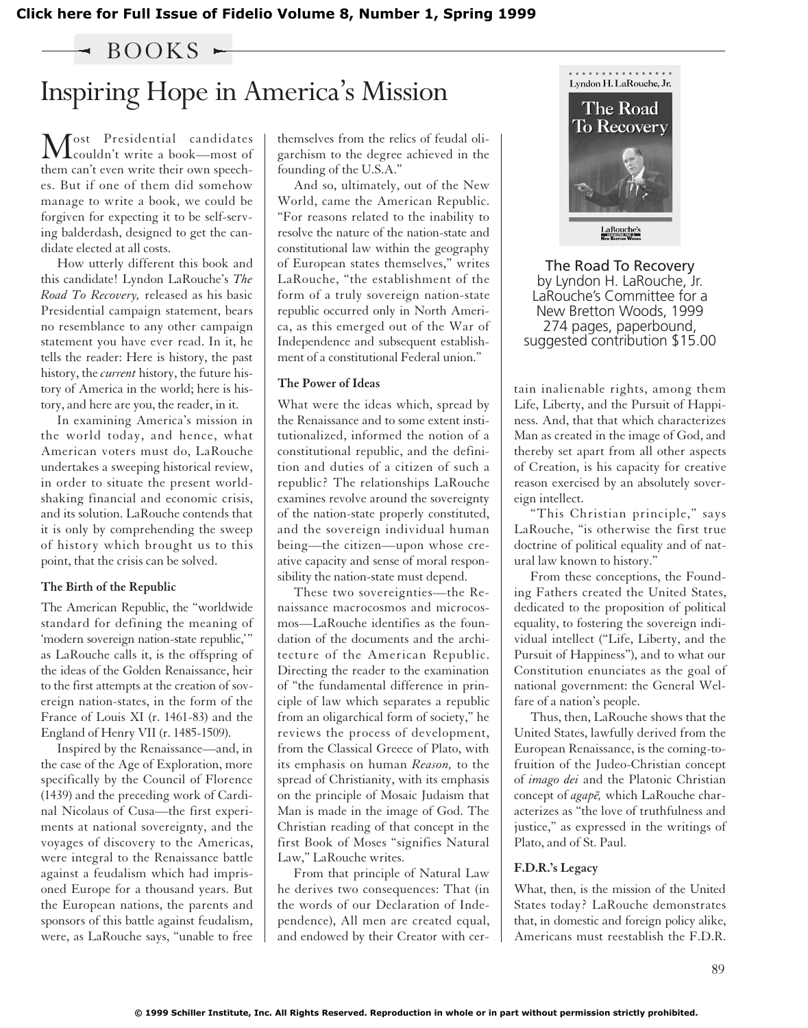Click here for Full Issue of Fidelio Volume 8, Number 1, Spring 1999

BOOKS

# Inspiring Hope in America's Mission

The Road To Recovery
by Lyndon H. LaRouche, Jr.
LaRouche's Committee for a New Bretton Woods, 1999
274 pages, paperbound, suggested contribution $15.00

Most Presidential candidates couldn't write a book—most of them can't even write their own speeches. But if one of them did somehow manage to write a book, we could be forgiven for expecting it to be self-serving balderdash, designed to get the candidate elected at all costs.

How utterly different this book and this candidate! Lyndon LaRouche's *The Road To Recovery,* released as his basic Presidential campaign statement, bears no resemblance to any other campaign statement you have ever read. In it, he tells the reader: Here is history, the past history, the *current* history, the future history of America in the world; here is history, and here are you, the reader, in it.

In examining America's mission in the world today, and hence, what American voters must do, LaRouche undertakes a sweeping historical review, in order to situate the present world-shaking financial and economic crisis, and its solution. LaRouche contends that it is only by comprehending the sweep of history which brought us to this point, that the crisis can be solved.

### The Birth of the Republic

The American Republic, the "worldwide standard for defining the meaning of 'modern sovereign nation-state republic,'" as LaRouche calls it, is the offspring of the ideas of the Golden Renaissance, heir to the first attempts at the creation of sovereign nation-states, in the form of the France of Louis XI (r. 1461-83) and the England of Henry VII (r. 1485-1509).

Inspired by the Renaissance—and, in the case of the Age of Exploration, more specifically by the Council of Florence (1439) and the preceding work of Cardinal Nicolaus of Cusa—the first experiments at national sovereignty, and the voyages of discovery to the Americas, were integral to the Renaissance battle against a feudalism which had imprisoned Europe for a thousand years. But the European nations, the parents and sponsors of this battle against feudalism, were, as LaRouche says, "unable to free themselves from the relics of feudal oligarchism to the degree achieved in the founding of the U.S.A."

And so, ultimately, out of the New World, came the American Republic. "For reasons related to the inability to resolve the nature of the nation-state and constitutional law within the geography of European states themselves," writes LaRouche, "the establishment of the form of a truly sovereign nation-state republic occurred only in North America, as this emerged out of the War of Independence and subsequent establishment of a constitutional Federal union."

### The Power of Ideas

What were the ideas which, spread by the Renaissance and to some extent institutionalized, informed the notion of a constitutional republic, and the definition and duties of a citizen of such a republic? The relationships LaRouche examines revolve around the sovereignty of the nation-state properly constituted, and the sovereign individual human being—the citizen—upon whose creative capacity and sense of moral responsibility the nation-state must depend.

These two sovereignties—the Renaissance macrocosmos and microcosmos—LaRouche identifies as the foundation of the documents and the architecture of the American Republic. Directing the reader to the examination of "the fundamental difference in principle of law which separates a republic from an oligarchical form of society," he reviews the process of development, from the Classical Greece of Plato, with its emphasis on human *Reason,* to the spread of Christianity, with its emphasis on the principle of Mosaic Judaism that Man is made in the image of God. The Christian reading of that concept in the first Book of Moses "signifies Natural Law," LaRouche writes.

From that principle of Natural Law he derives two consequences: That (in the words of our Declaration of Independence), All men are created equal, and endowed by their Creator with certain inalienable rights, among them Life, Liberty, and the Pursuit of Happiness. And, that that which characterizes Man as created in the image of God, and thereby set apart from all other aspects of Creation, is his capacity for creative reason exercised by an absolutely sovereign intellect.

"This Christian principle," says LaRouche, "is otherwise the first true doctrine of political equality and of natural law known to history."

From these conceptions, the Founding Fathers created the United States, dedicated to the proposition of political equality, to fostering the sovereign individual intellect ("Life, Liberty, and the Pursuit of Happiness"), and to what our Constitution enunciates as the goal of national government: the General Welfare of a nation's people.

Thus, then, LaRouche shows that the United States, lawfully derived from the European Renaissance, is the coming-to-fruition of the Judeo-Christian concept of *imago dei* and the Platonic Christian concept of *agapē,* which LaRouche characterizes as "the love of truthfulness and justice," as expressed in the writings of Plato, and of St. Paul.

### F.D.R.'s Legacy

What, then, is the mission of the United States today? LaRouche demonstrates that, in domestic and foreign policy alike, Americans must reestablish the F.D.R.

© 1999 Schiller Institute, Inc. All Rights Reserved. Reproduction in whole or in part without permission strictly prohibited.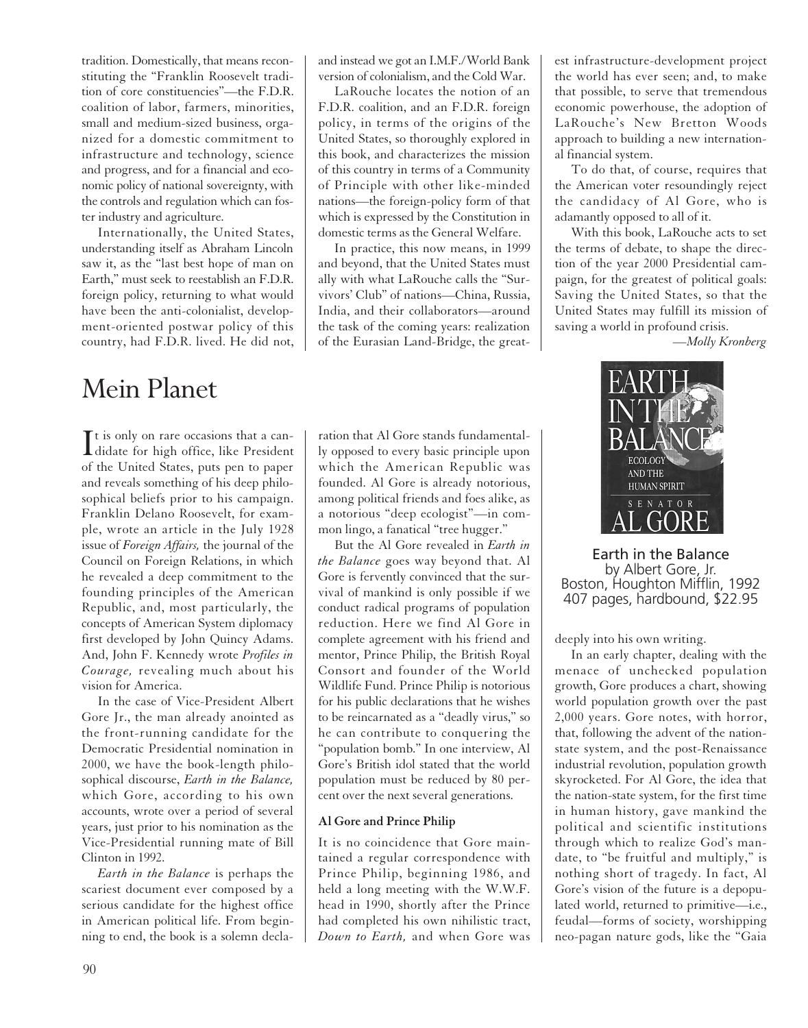tradition. Domestically, that means reconstituting the "Franklin Roosevelt tradition of core constituencies"—the F.D.R. coalition of labor, farmers, minorities, small and medium-sized business, organized for a domestic commitment to infrastructure and technology, science and progress, and for a financial and economic policy of national sovereignty, with the controls and regulation which can foster industry and agriculture.

Internationally, the United States, understanding itself as Abraham Lincoln saw it, as the "last best hope of man on Earth," must seek to reestablish an F.D.R. foreign policy, returning to what would have been the anti-colonialist, development-oriented postwar policy of this country, had F.D.R. lived. He did not, and instead we got an I.M.F./World Bank version of colonialism, and the Cold War.

LaRouche locates the notion of an F.D.R. coalition, and an F.D.R. foreign policy, in terms of the origins of the United States, so thoroughly explored in this book, and characterizes the mission of this country in terms of a Community of Principle with other like-minded nations—the foreign-policy form of that which is expressed by the Constitution in domestic terms as the General Welfare.

In practice, this now means, in 1999 and beyond, that the United States must ally with what LaRouche calls the "Survivors' Club" of nations—China, Russia, India, and their collaborators—around the task of the coming years: realization of the Eurasian Land-Bridge, the greatest infrastructure-development project the world has ever seen; and, to make that possible, to serve that tremendous economic powerhouse, the adoption of LaRouche's New Bretton Woods approach to building a new international financial system.

To do that, of course, requires that the American voter resoundingly reject the candidacy of Al Gore, who is adamantly opposed to all of it.

With this book, LaRouche acts to set the terms of debate, to shape the direction of the year 2000 Presidential campaign, for the greatest of political goals: Saving the United States, so that the United States may fulfill its mission of saving a world in profound crisis.

*—Molly Kronberg*

# Mein Planet

It is only on rare occasions that a candidate for high office, like President of the United States, puts pen to paper and reveals something of his deep philosophical beliefs prior to his campaign. Franklin Delano Roosevelt, for example, wrote an article in the July 1928 issue of *Foreign Affairs,* the journal of the Council on Foreign Relations, in which he revealed a deep commitment to the founding principles of the American Republic, and, most particularly, the concepts of American System diplomacy first developed by John Quincy Adams. And, John F. Kennedy wrote *Profiles in Courage,* revealing much about his vision for America.

In the case of Vice-President Albert Gore Jr., the man already anointed as the front-running candidate for the Democratic Presidential nomination in 2000, we have the book-length philosophical discourse, *Earth in the Balance,* which Gore, according to his own accounts, wrote over a period of several years, just prior to his nomination as the Vice-Presidential running mate of Bill Clinton in 1992.

*Earth in the Balance* is perhaps the scariest document ever composed by a serious candidate for the highest office in American political life. From beginning to end, the book is a solemn declaration that Al Gore stands fundamentally opposed to every basic principle upon which the American Republic was founded. Al Gore is already notorious, among political friends and foes alike, as a notorious "deep ecologist"—in common lingo, a fanatical "tree hugger."

But the Al Gore revealed in *Earth in the Balance* goes way beyond that. Al Gore is fervently convinced that the survival of mankind is only possible if we conduct radical programs of population reduction. Here we find Al Gore in complete agreement with his friend and mentor, Prince Philip, the British Royal Consort and founder of the World Wildlife Fund. Prince Philip is notorious for his public declarations that he wishes to be reincarnated as a "deadly virus," so he can contribute to conquering the "population bomb." In one interview, Al Gore's British idol stated that the world population must be reduced by 80 percent over the next several generations.

### Al Gore and Prince Philip

It is no coincidence that Gore maintained a regular correspondence with Prince Philip, beginning 1986, and held a long meeting with the W.W.F. head in 1990, shortly after the Prince had completed his own nihilistic tract, *Down to Earth,* and when Gore was deeply into his own writing.

In an early chapter, dealing with the menace of unchecked population growth, Gore produces a chart, showing world population growth over the past 2,000 years. Gore notes, with horror, that, following the advent of the nation-state system, and the post-Renaissance industrial revolution, population growth skyrocketed. For Al Gore, the idea that the nation-state system, for the first time in human history, gave mankind the political and scientific institutions through which to realize God's mandate, to "be fruitful and multiply," is nothing short of tragedy. In fact, Al Gore's vision of the future is a depopulated world, returned to primitive—i.e., feudal—forms of society, worshipping neo-pagan nature gods, like the "Gaia

EARTH IN THE BALANCE
ECOLOGY AND THE HUMAN SPIRIT
SENATOR AL GORE

Earth in the Balance
by Albert Gore, Jr.
Boston, Houghton Mifflin, 1992
407 pages, hardbound, $22.95